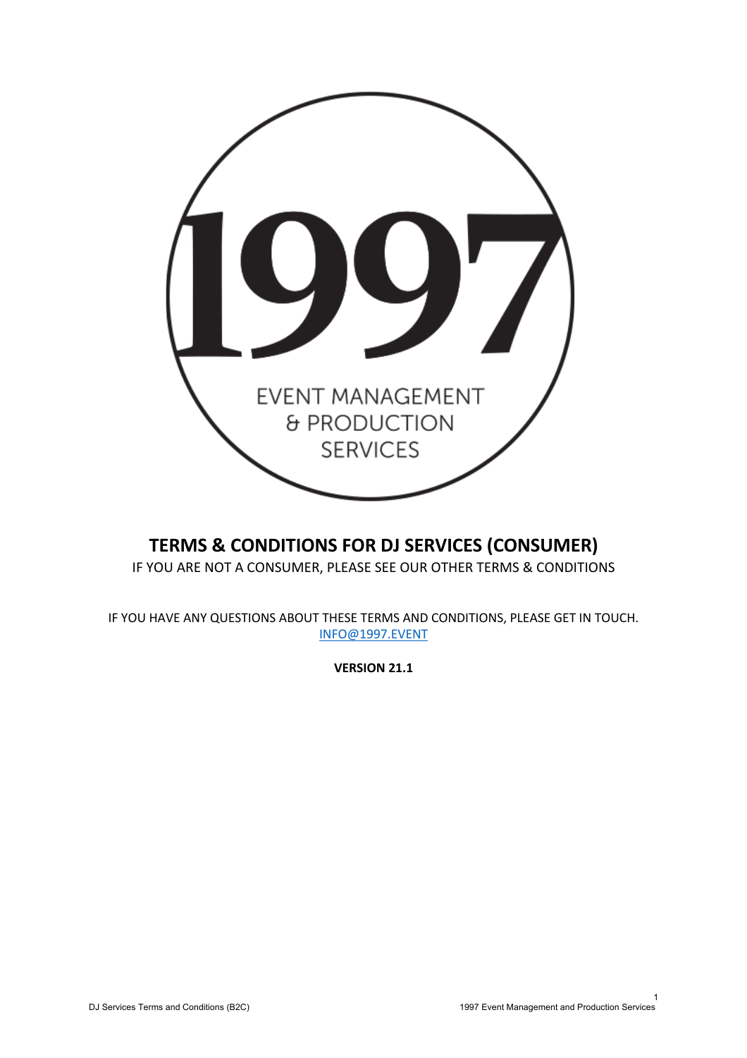1997

EVENT MANAGEMENT & PRODUCTION SERVICES

# TERMS & CONDITIONS FOR DJ SERVICES (CONSUMER)

IF YOU ARE NOT A CONSUMER, PLEASE SEE OUR OTHER TERMS & CONDITIONS

IF YOU HAVE ANY QUESTIONS ABOUT THESE TERMS AND CONDITIONS, PLEASE GET IN TOUCH.
INFO@1997.EVENT

**VERSION 21.1**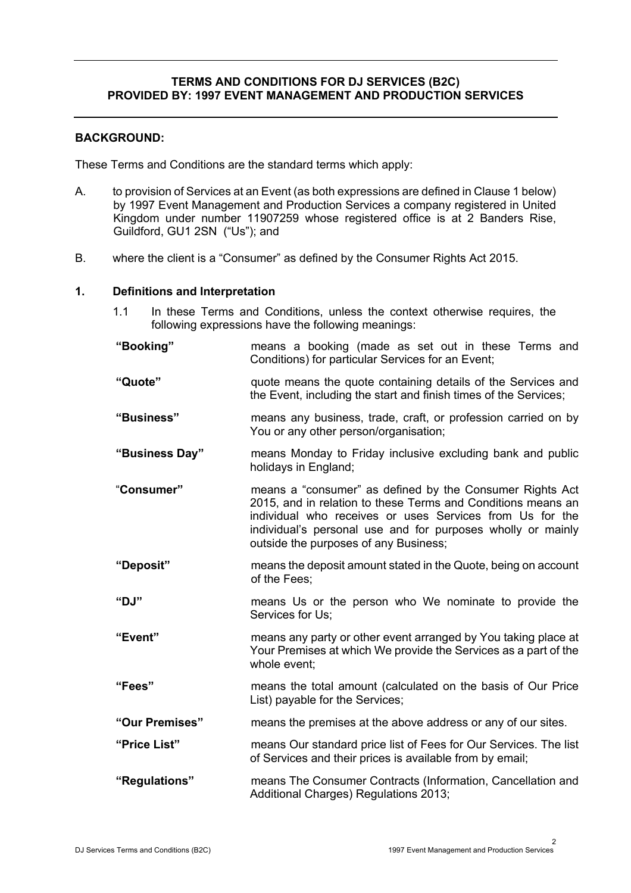**TERMS AND CONDITIONS FOR DJ SERVICES (B2C)
PROVIDED BY: 1997 EVENT MANAGEMENT AND PRODUCTION SERVICES**

**BACKGROUND:**

These Terms and Conditions are the standard terms which apply:

A. to provision of Services at an Event (as both expressions are defined in Clause 1 below) by 1997 Event Management and Production Services a company registered in United Kingdom under number 11907259 whose registered office is at 2 Banders Rise, Guildford, GU1 2SN ("Us"); and

B. where the client is a "Consumer" as defined by the Consumer Rights Act 2015.

## 1. Definitions and Interpretation

1.1 In these Terms and Conditions, unless the context otherwise requires, the following expressions have the following meanings:

**"Booking"** means a booking (made as set out in these Terms and Conditions) for particular Services for an Event;

**"Quote"** quote means the quote containing details of the Services and the Event, including the start and finish times of the Services;

**"Business"** means any business, trade, craft, or profession carried on by You or any other person/organisation;

**"Business Day"** means Monday to Friday inclusive excluding bank and public holidays in England;

"**Consumer"** means a "consumer" as defined by the Consumer Rights Act 2015, and in relation to these Terms and Conditions means an individual who receives or uses Services from Us for the individual's personal use and for purposes wholly or mainly outside the purposes of any Business;

**"Deposit"** means the deposit amount stated in the Quote, being on account of the Fees;

**"DJ"** means Us or the person who We nominate to provide the Services for Us;

**"Event"** means any party or other event arranged by You taking place at Your Premises at which We provide the Services as a part of the whole event;

**"Fees"** means the total amount (calculated on the basis of Our Price List) payable for the Services;

**"Our Premises"** means the premises at the above address or any of our sites.

**"Price List"** means Our standard price list of Fees for Our Services. The list of Services and their prices is available from by email;

**"Regulations"** means The Consumer Contracts (Information, Cancellation and Additional Charges) Regulations 2013;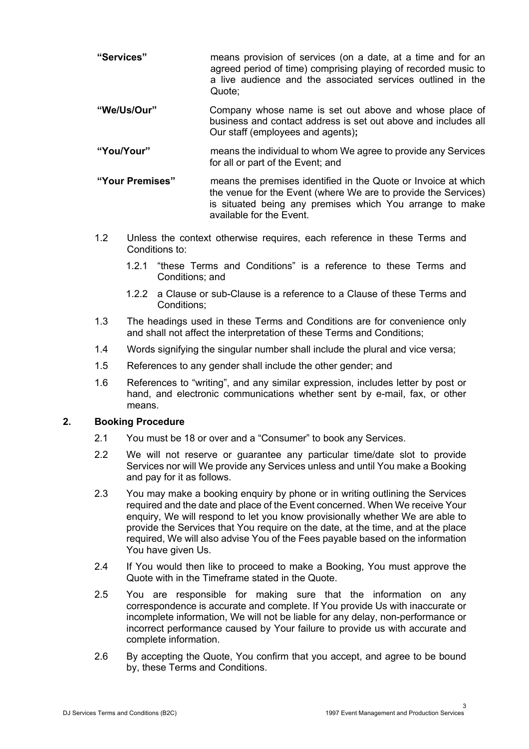**"Services"** means provision of services (on a date, at a time and for an agreed period of time) comprising playing of recorded music to a live audience and the associated services outlined in the Quote;

**"We/Us/Our"** Company whose name is set out above and whose place of business and contact address is set out above and includes all Our staff (employees and agents)**;**

**"You/Your"** means the individual to whom We agree to provide any Services for all or part of the Event; and

**"Your Premises"** means the premises identified in the Quote or Invoice at which the venue for the Event (where We are to provide the Services) is situated being any premises which You arrange to make available for the Event.

1.2 Unless the context otherwise requires, each reference in these Terms and Conditions to:

1.2.1 "these Terms and Conditions" is a reference to these Terms and Conditions; and

1.2.2 a Clause or sub-Clause is a reference to a Clause of these Terms and Conditions;

1.3 The headings used in these Terms and Conditions are for convenience only and shall not affect the interpretation of these Terms and Conditions;

1.4 Words signifying the singular number shall include the plural and vice versa;

1.5 References to any gender shall include the other gender; and

1.6 References to "writing", and any similar expression, includes letter by post or hand, and electronic communications whether sent by e-mail, fax, or other means.

## 2. Booking Procedure

2.1 You must be 18 or over and a "Consumer" to book any Services.

2.2 We will not reserve or guarantee any particular time/date slot to provide Services nor will We provide any Services unless and until You make a Booking and pay for it as follows.

2.3 You may make a booking enquiry by phone or in writing outlining the Services required and the date and place of the Event concerned. When We receive Your enquiry, We will respond to let you know provisionally whether We are able to provide the Services that You require on the date, at the time, and at the place required, We will also advise You of the Fees payable based on the information You have given Us.

2.4 If You would then like to proceed to make a Booking, You must approve the Quote with in the Timeframe stated in the Quote.

2.5 You are responsible for making sure that the information on any correspondence is accurate and complete. If You provide Us with inaccurate or incomplete information, We will not be liable for any delay, non-performance or incorrect performance caused by Your failure to provide us with accurate and complete information.

2.6 By accepting the Quote, You confirm that you accept, and agree to be bound by, these Terms and Conditions.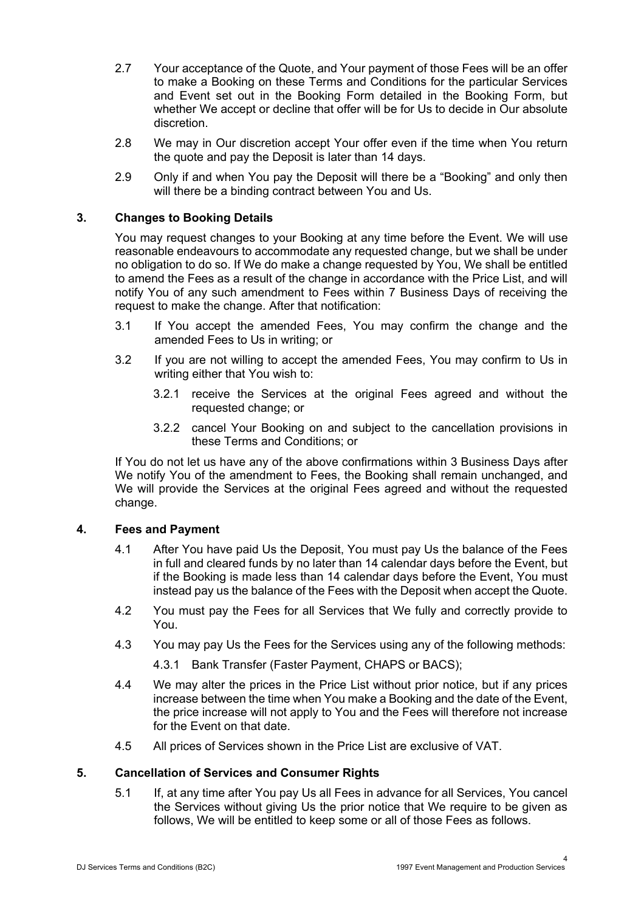2.7 Your acceptance of the Quote, and Your payment of those Fees will be an offer to make a Booking on these Terms and Conditions for the particular Services and Event set out in the Booking Form detailed in the Booking Form, but whether We accept or decline that offer will be for Us to decide in Our absolute discretion.

2.8 We may in Our discretion accept Your offer even if the time when You return the quote and pay the Deposit is later than 14 days.

2.9 Only if and when You pay the Deposit will there be a "Booking" and only then will there be a binding contract between You and Us.

## 3. Changes to Booking Details

You may request changes to your Booking at any time before the Event. We will use reasonable endeavours to accommodate any requested change, but we shall be under no obligation to do so. If We do make a change requested by You, We shall be entitled to amend the Fees as a result of the change in accordance with the Price List, and will notify You of any such amendment to Fees within 7 Business Days of receiving the request to make the change. After that notification:

3.1 If You accept the amended Fees, You may confirm the change and the amended Fees to Us in writing; or

3.2 If you are not willing to accept the amended Fees, You may confirm to Us in writing either that You wish to:

3.2.1 receive the Services at the original Fees agreed and without the requested change; or

3.2.2 cancel Your Booking on and subject to the cancellation provisions in these Terms and Conditions; or

If You do not let us have any of the above confirmations within 3 Business Days after We notify You of the amendment to Fees, the Booking shall remain unchanged, and We will provide the Services at the original Fees agreed and without the requested change.

## 4. Fees and Payment

4.1 After You have paid Us the Deposit, You must pay Us the balance of the Fees in full and cleared funds by no later than 14 calendar days before the Event, but if the Booking is made less than 14 calendar days before the Event, You must instead pay us the balance of the Fees with the Deposit when accept the Quote.

4.2 You must pay the Fees for all Services that We fully and correctly provide to You.

4.3 You may pay Us the Fees for the Services using any of the following methods:

4.3.1 Bank Transfer (Faster Payment, CHAPS or BACS);

4.4 We may alter the prices in the Price List without prior notice, but if any prices increase between the time when You make a Booking and the date of the Event, the price increase will not apply to You and the Fees will therefore not increase for the Event on that date.

4.5 All prices of Services shown in the Price List are exclusive of VAT.

## 5. Cancellation of Services and Consumer Rights

5.1 If, at any time after You pay Us all Fees in advance for all Services, You cancel the Services without giving Us the prior notice that We require to be given as follows, We will be entitled to keep some or all of those Fees as follows.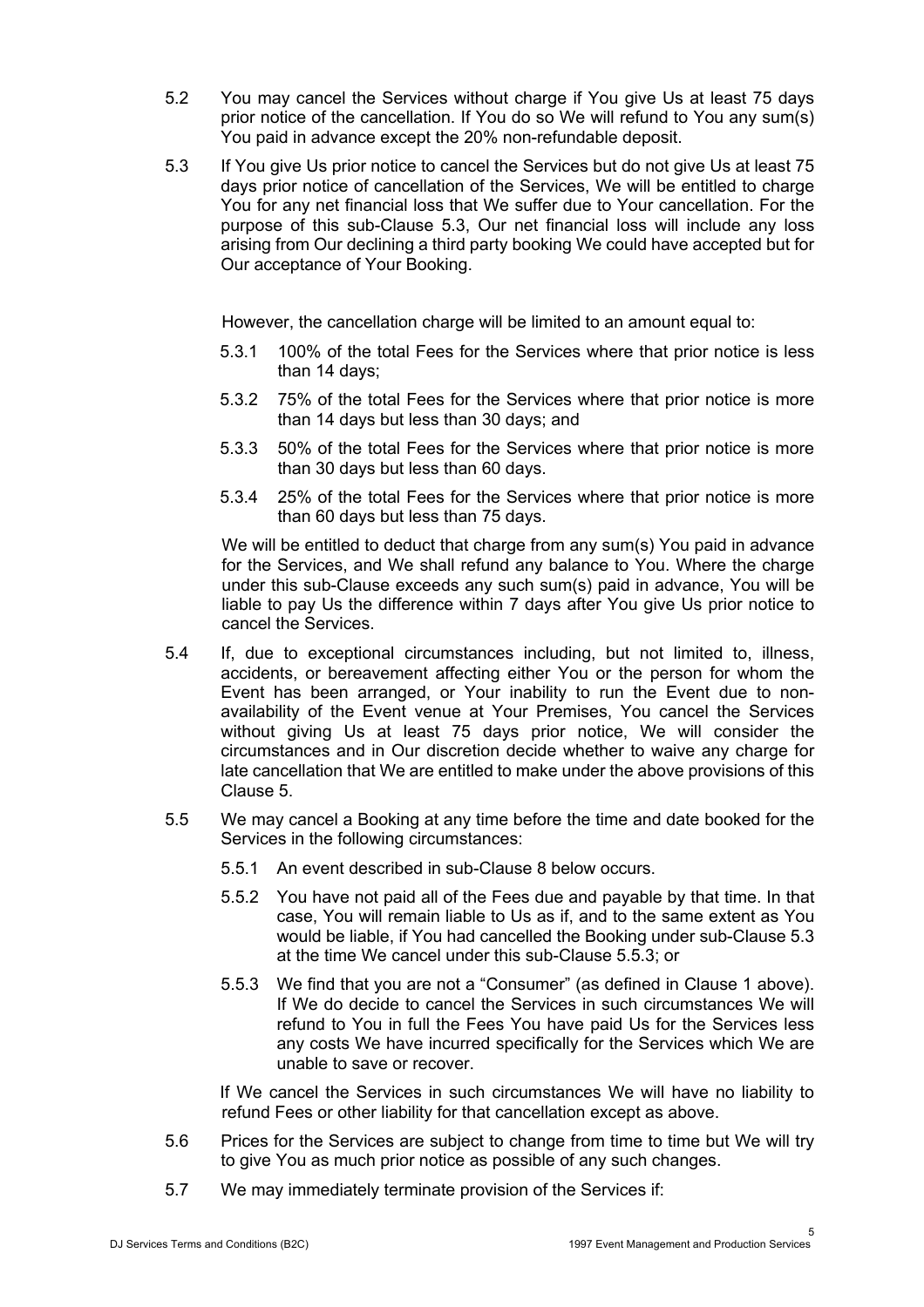5.2 You may cancel the Services without charge if You give Us at least 75 days prior notice of the cancellation. If You do so We will refund to You any sum(s) You paid in advance except the 20% non-refundable deposit.

5.3 If You give Us prior notice to cancel the Services but do not give Us at least 75 days prior notice of cancellation of the Services, We will be entitled to charge You for any net financial loss that We suffer due to Your cancellation. For the purpose of this sub-Clause 5.3, Our net financial loss will include any loss arising from Our declining a third party booking We could have accepted but for Our acceptance of Your Booking.

However, the cancellation charge will be limited to an amount equal to:

5.3.1 100% of the total Fees for the Services where that prior notice is less than 14 days;

5.3.2 75% of the total Fees for the Services where that prior notice is more than 14 days but less than 30 days; and

5.3.3 50% of the total Fees for the Services where that prior notice is more than 30 days but less than 60 days.

5.3.4 25% of the total Fees for the Services where that prior notice is more than 60 days but less than 75 days.

We will be entitled to deduct that charge from any sum(s) You paid in advance for the Services, and We shall refund any balance to You. Where the charge under this sub-Clause exceeds any such sum(s) paid in advance, You will be liable to pay Us the difference within 7 days after You give Us prior notice to cancel the Services.

5.4 If, due to exceptional circumstances including, but not limited to, illness, accidents, or bereavement affecting either You or the person for whom the Event has been arranged, or Your inability to run the Event due to non-availability of the Event venue at Your Premises, You cancel the Services without giving Us at least 75 days prior notice, We will consider the circumstances and in Our discretion decide whether to waive any charge for late cancellation that We are entitled to make under the above provisions of this Clause 5.

5.5 We may cancel a Booking at any time before the time and date booked for the Services in the following circumstances:

5.5.1 An event described in sub-Clause 8 below occurs.

5.5.2 You have not paid all of the Fees due and payable by that time. In that case, You will remain liable to Us as if, and to the same extent as You would be liable, if You had cancelled the Booking under sub-Clause 5.3 at the time We cancel under this sub-Clause 5.5.3; or

5.5.3 We find that you are not a "Consumer" (as defined in Clause 1 above). If We do decide to cancel the Services in such circumstances We will refund to You in full the Fees You have paid Us for the Services less any costs We have incurred specifically for the Services which We are unable to save or recover.

If We cancel the Services in such circumstances We will have no liability to refund Fees or other liability for that cancellation except as above.

5.6 Prices for the Services are subject to change from time to time but We will try to give You as much prior notice as possible of any such changes.

5.7 We may immediately terminate provision of the Services if: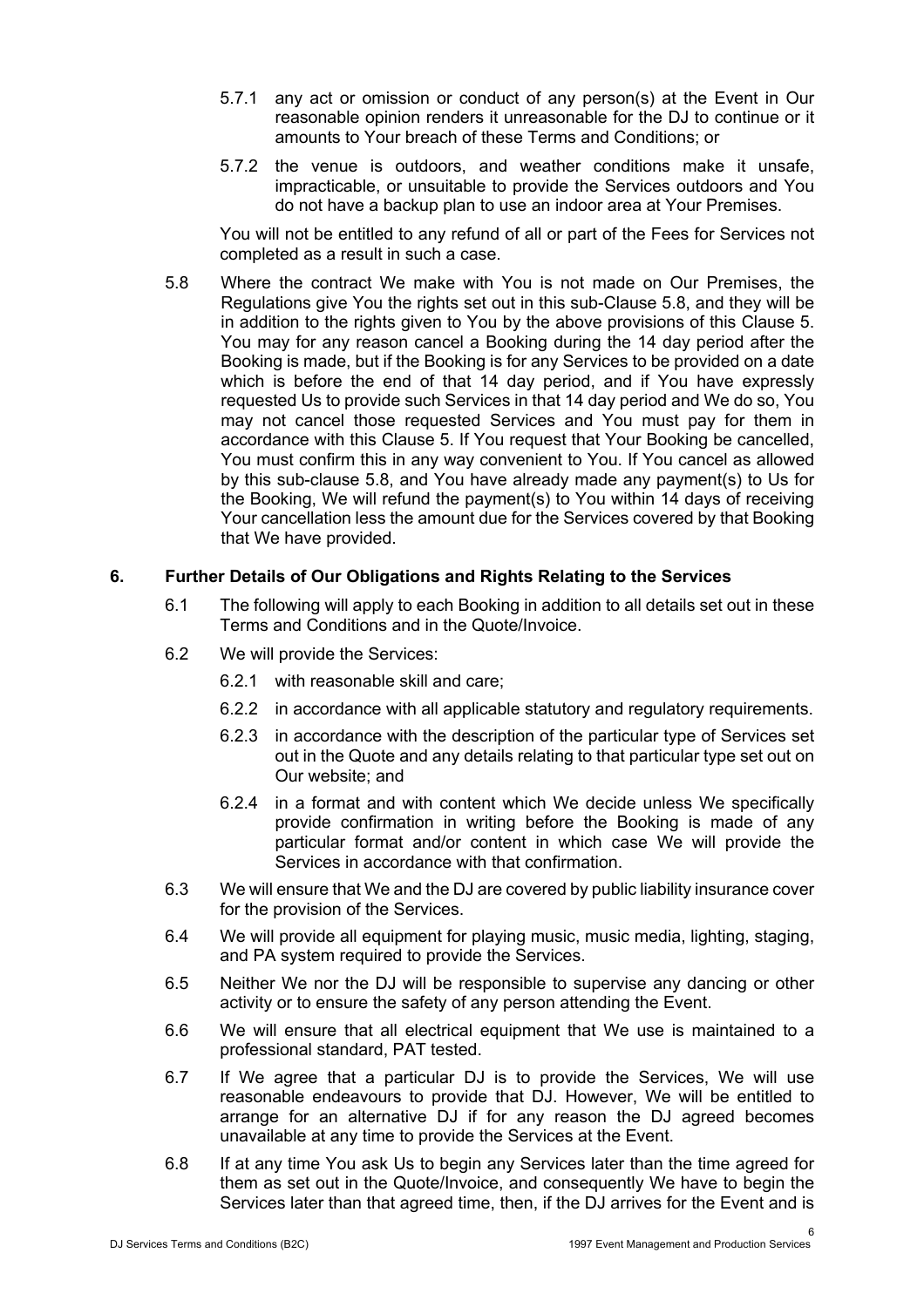5.7.1 any act or omission or conduct of any person(s) at the Event in Our reasonable opinion renders it unreasonable for the DJ to continue or it amounts to Your breach of these Terms and Conditions; or

5.7.2 the venue is outdoors, and weather conditions make it unsafe, impracticable, or unsuitable to provide the Services outdoors and You do not have a backup plan to use an indoor area at Your Premises.

You will not be entitled to any refund of all or part of the Fees for Services not completed as a result in such a case.

5.8 Where the contract We make with You is not made on Our Premises, the Regulations give You the rights set out in this sub-Clause 5.8, and they will be in addition to the rights given to You by the above provisions of this Clause 5. You may for any reason cancel a Booking during the 14 day period after the Booking is made, but if the Booking is for any Services to be provided on a date which is before the end of that 14 day period, and if You have expressly requested Us to provide such Services in that 14 day period and We do so, You may not cancel those requested Services and You must pay for them in accordance with this Clause 5. If You request that Your Booking be cancelled, You must confirm this in any way convenient to You. If You cancel as allowed by this sub-clause 5.8, and You have already made any payment(s) to Us for the Booking, We will refund the payment(s) to You within 14 days of receiving Your cancellation less the amount due for the Services covered by that Booking that We have provided.

## 6. Further Details of Our Obligations and Rights Relating to the Services

6.1 The following will apply to each Booking in addition to all details set out in these Terms and Conditions and in the Quote/Invoice.

6.2 We will provide the Services:

6.2.1 with reasonable skill and care;

6.2.2 in accordance with all applicable statutory and regulatory requirements.

6.2.3 in accordance with the description of the particular type of Services set out in the Quote and any details relating to that particular type set out on Our website; and

6.2.4 in a format and with content which We decide unless We specifically provide confirmation in writing before the Booking is made of any particular format and/or content in which case We will provide the Services in accordance with that confirmation.

6.3 We will ensure that We and the DJ are covered by public liability insurance cover for the provision of the Services.

6.4 We will provide all equipment for playing music, music media, lighting, staging, and PA system required to provide the Services.

6.5 Neither We nor the DJ will be responsible to supervise any dancing or other activity or to ensure the safety of any person attending the Event.

6.6 We will ensure that all electrical equipment that We use is maintained to a professional standard, PAT tested.

6.7 If We agree that a particular DJ is to provide the Services, We will use reasonable endeavours to provide that DJ. However, We will be entitled to arrange for an alternative DJ if for any reason the DJ agreed becomes unavailable at any time to provide the Services at the Event.

6.8 If at any time You ask Us to begin any Services later than the time agreed for them as set out in the Quote/Invoice, and consequently We have to begin the Services later than that agreed time, then, if the DJ arrives for the Event and is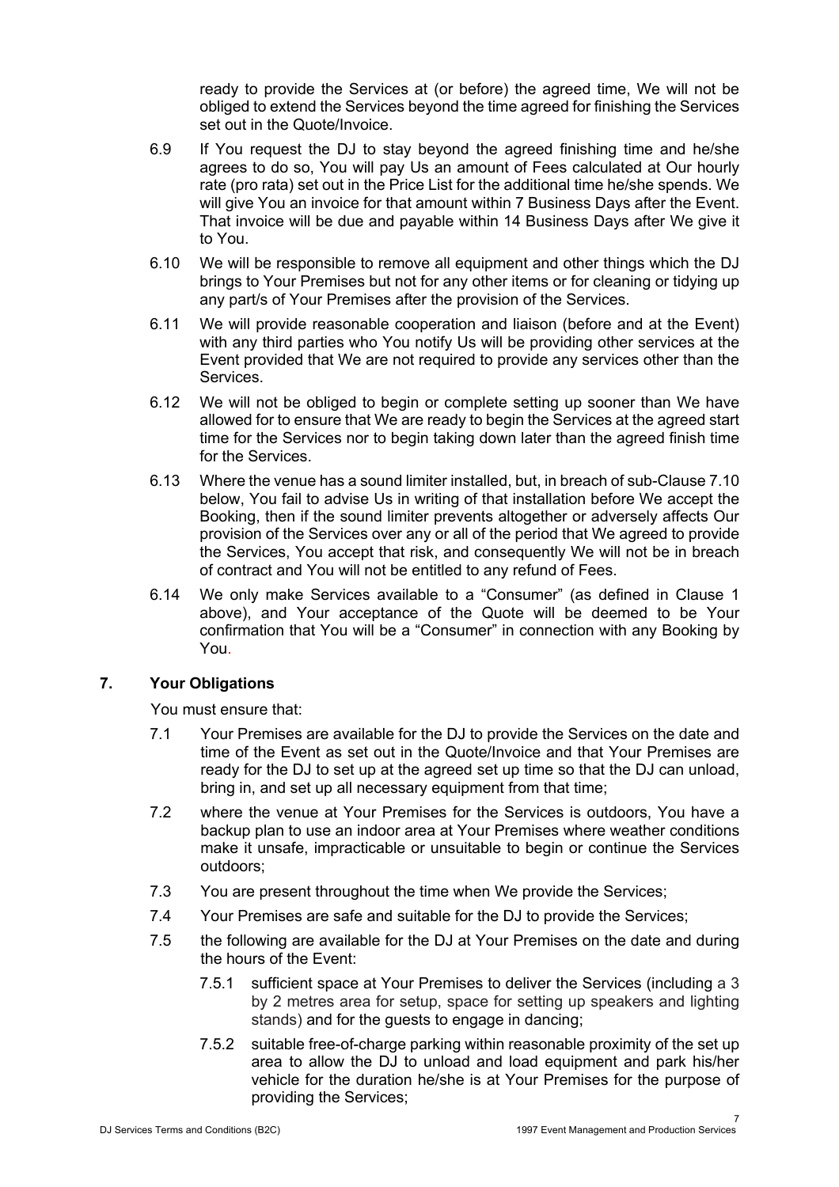ready to provide the Services at (or before) the agreed time, We will not be obliged to extend the Services beyond the time agreed for finishing the Services set out in the Quote/Invoice.

6.9 If You request the DJ to stay beyond the agreed finishing time and he/she agrees to do so, You will pay Us an amount of Fees calculated at Our hourly rate (pro rata) set out in the Price List for the additional time he/she spends. We will give You an invoice for that amount within 7 Business Days after the Event. That invoice will be due and payable within 14 Business Days after We give it to You.

6.10 We will be responsible to remove all equipment and other things which the DJ brings to Your Premises but not for any other items or for cleaning or tidying up any part/s of Your Premises after the provision of the Services.

6.11 We will provide reasonable cooperation and liaison (before and at the Event) with any third parties who You notify Us will be providing other services at the Event provided that We are not required to provide any services other than the Services.

6.12 We will not be obliged to begin or complete setting up sooner than We have allowed for to ensure that We are ready to begin the Services at the agreed start time for the Services nor to begin taking down later than the agreed finish time for the Services.

6.13 Where the venue has a sound limiter installed, but, in breach of sub-Clause 7.10 below, You fail to advise Us in writing of that installation before We accept the Booking, then if the sound limiter prevents altogether or adversely affects Our provision of the Services over any or all of the period that We agreed to provide the Services, You accept that risk, and consequently We will not be in breach of contract and You will not be entitled to any refund of Fees.

6.14 We only make Services available to a "Consumer" (as defined in Clause 1 above), and Your acceptance of the Quote will be deemed to be Your confirmation that You will be a "Consumer" in connection with any Booking by You.

## 7. Your Obligations

You must ensure that:

7.1 Your Premises are available for the DJ to provide the Services on the date and time of the Event as set out in the Quote/Invoice and that Your Premises are ready for the DJ to set up at the agreed set up time so that the DJ can unload, bring in, and set up all necessary equipment from that time;

7.2 where the venue at Your Premises for the Services is outdoors, You have a backup plan to use an indoor area at Your Premises where weather conditions make it unsafe, impracticable or unsuitable to begin or continue the Services outdoors;

7.3 You are present throughout the time when We provide the Services;

7.4 Your Premises are safe and suitable for the DJ to provide the Services;

7.5 the following are available for the DJ at Your Premises on the date and during the hours of the Event:

7.5.1 sufficient space at Your Premises to deliver the Services (including a 3 by 2 metres area for setup, space for setting up speakers and lighting stands) and for the guests to engage in dancing;

7.5.2 suitable free-of-charge parking within reasonable proximity of the set up area to allow the DJ to unload and load equipment and park his/her vehicle for the duration he/she is at Your Premises for the purpose of providing the Services;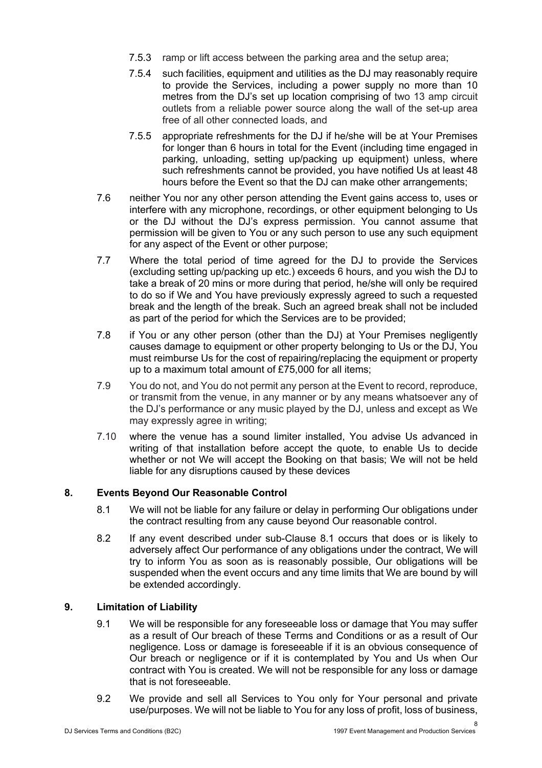7.5.3 ramp or lift access between the parking area and the setup area;

7.5.4 such facilities, equipment and utilities as the DJ may reasonably require to provide the Services, including a power supply no more than 10 metres from the DJ's set up location comprising of two 13 amp circuit outlets from a reliable power source along the wall of the set-up area free of all other connected loads, and

7.5.5 appropriate refreshments for the DJ if he/she will be at Your Premises for longer than 6 hours in total for the Event (including time engaged in parking, unloading, setting up/packing up equipment) unless, where such refreshments cannot be provided, you have notified Us at least 48 hours before the Event so that the DJ can make other arrangements;

7.6 neither You nor any other person attending the Event gains access to, uses or interfere with any microphone, recordings, or other equipment belonging to Us or the DJ without the DJ's express permission. You cannot assume that permission will be given to You or any such person to use any such equipment for any aspect of the Event or other purpose;

7.7 Where the total period of time agreed for the DJ to provide the Services (excluding setting up/packing up etc.) exceeds 6 hours, and you wish the DJ to take a break of 20 mins or more during that period, he/she will only be required to do so if We and You have previously expressly agreed to such a requested break and the length of the break. Such an agreed break shall not be included as part of the period for which the Services are to be provided;

7.8 if You or any other person (other than the DJ) at Your Premises negligently causes damage to equipment or other property belonging to Us or the DJ, You must reimburse Us for the cost of repairing/replacing the equipment or property up to a maximum total amount of £75,000 for all items;

7.9 You do not, and You do not permit any person at the Event to record, reproduce, or transmit from the venue, in any manner or by any means whatsoever any of the DJ's performance or any music played by the DJ, unless and except as We may expressly agree in writing;

7.10 where the venue has a sound limiter installed, You advise Us advanced in writing of that installation before accept the quote, to enable Us to decide whether or not We will accept the Booking on that basis; We will not be held liable for any disruptions caused by these devices

## 8. Events Beyond Our Reasonable Control

8.1 We will not be liable for any failure or delay in performing Our obligations under the contract resulting from any cause beyond Our reasonable control.

8.2 If any event described under sub-Clause 8.1 occurs that does or is likely to adversely affect Our performance of any obligations under the contract, We will try to inform You as soon as is reasonably possible, Our obligations will be suspended when the event occurs and any time limits that We are bound by will be extended accordingly.

## 9. Limitation of Liability

9.1 We will be responsible for any foreseeable loss or damage that You may suffer as a result of Our breach of these Terms and Conditions or as a result of Our negligence. Loss or damage is foreseeable if it is an obvious consequence of Our breach or negligence or if it is contemplated by You and Us when Our contract with You is created. We will not be responsible for any loss or damage that is not foreseeable.

9.2 We provide and sell all Services to You only for Your personal and private use/purposes. We will not be liable to You for any loss of profit, loss of business,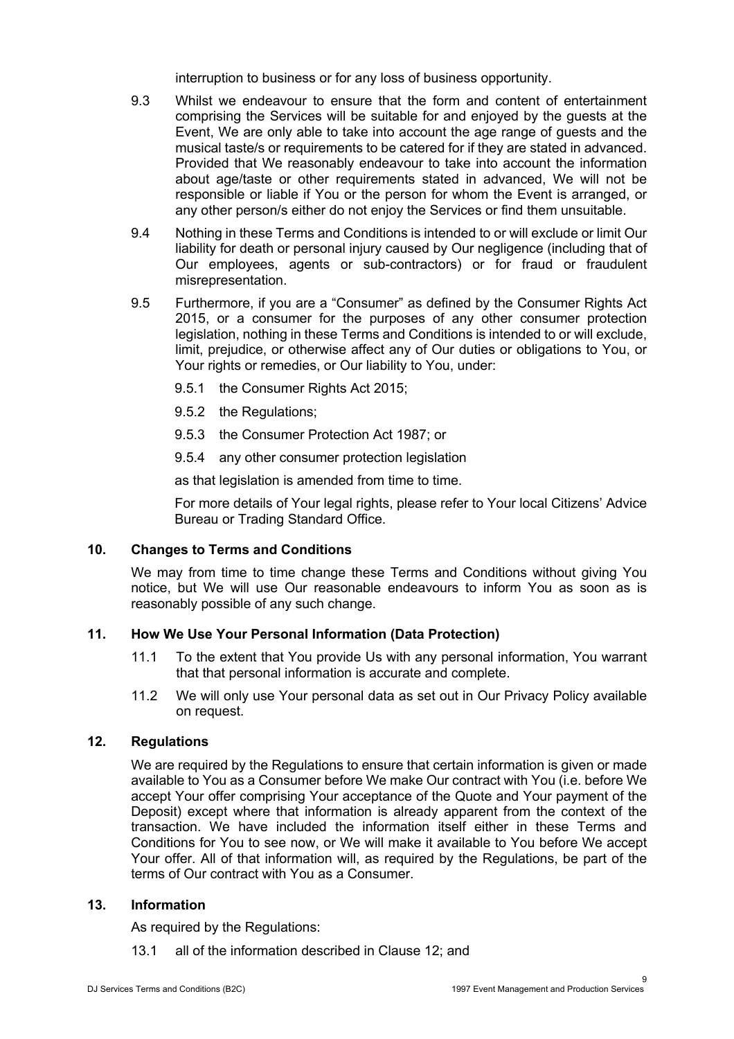interruption to business or for any loss of business opportunity.

9.3 Whilst we endeavour to ensure that the form and content of entertainment comprising the Services will be suitable for and enjoyed by the guests at the Event, We are only able to take into account the age range of guests and the musical taste/s or requirements to be catered for if they are stated in advanced. Provided that We reasonably endeavour to take into account the information about age/taste or other requirements stated in advanced, We will not be responsible or liable if You or the person for whom the Event is arranged, or any other person/s either do not enjoy the Services or find them unsuitable.

9.4 Nothing in these Terms and Conditions is intended to or will exclude or limit Our liability for death or personal injury caused by Our negligence (including that of Our employees, agents or sub-contractors) or for fraud or fraudulent misrepresentation.

9.5 Furthermore, if you are a "Consumer" as defined by the Consumer Rights Act 2015, or a consumer for the purposes of any other consumer protection legislation, nothing in these Terms and Conditions is intended to or will exclude, limit, prejudice, or otherwise affect any of Our duties or obligations to You, or Your rights or remedies, or Our liability to You, under:

9.5.1 the Consumer Rights Act 2015;

9.5.2 the Regulations;

9.5.3 the Consumer Protection Act 1987; or

9.5.4 any other consumer protection legislation

as that legislation is amended from time to time.

For more details of Your legal rights, please refer to Your local Citizens' Advice Bureau or Trading Standard Office.

## 10. Changes to Terms and Conditions

We may from time to time change these Terms and Conditions without giving You notice, but We will use Our reasonable endeavours to inform You as soon as is reasonably possible of any such change.

## 11. How We Use Your Personal Information (Data Protection)

11.1 To the extent that You provide Us with any personal information, You warrant that that personal information is accurate and complete.

11.2 We will only use Your personal data as set out in Our Privacy Policy available on request.

## 12. Regulations

We are required by the Regulations to ensure that certain information is given or made available to You as a Consumer before We make Our contract with You (i.e. before We accept Your offer comprising Your acceptance of the Quote and Your payment of the Deposit) except where that information is already apparent from the context of the transaction. We have included the information itself either in these Terms and Conditions for You to see now, or We will make it available to You before We accept Your offer. All of that information will, as required by the Regulations, be part of the terms of Our contract with You as a Consumer.

## 13. Information

As required by the Regulations:

13.1 all of the information described in Clause 12; and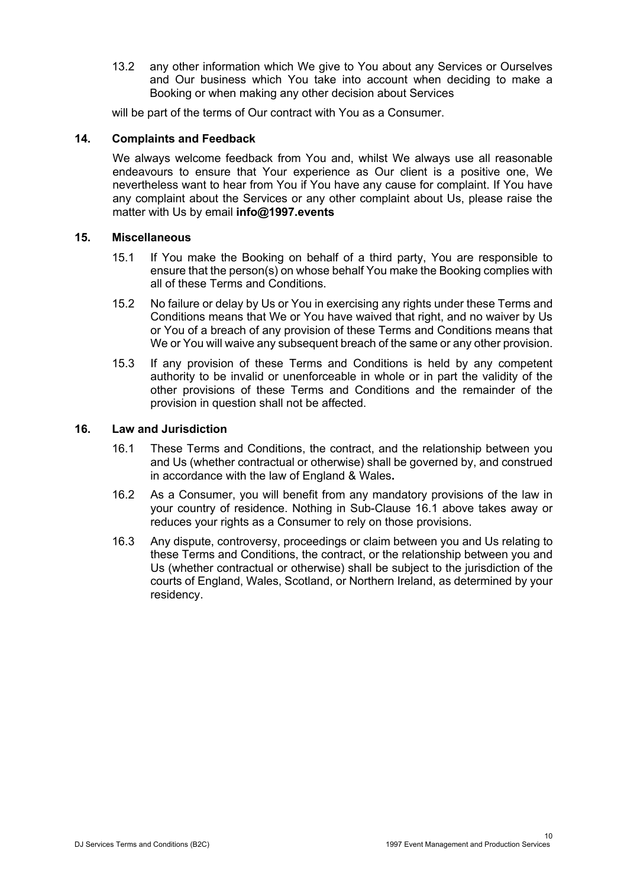13.2 any other information which We give to You about any Services or Ourselves and Our business which You take into account when deciding to make a Booking or when making any other decision about Services

will be part of the terms of Our contract with You as a Consumer.

## 14. Complaints and Feedback

We always welcome feedback from You and, whilst We always use all reasonable endeavours to ensure that Your experience as Our client is a positive one, We nevertheless want to hear from You if You have any cause for complaint. If You have any complaint about the Services or any other complaint about Us, please raise the matter with Us by email **info@1997.events**

## 15. Miscellaneous

15.1 If You make the Booking on behalf of a third party, You are responsible to ensure that the person(s) on whose behalf You make the Booking complies with all of these Terms and Conditions.

15.2 No failure or delay by Us or You in exercising any rights under these Terms and Conditions means that We or You have waived that right, and no waiver by Us or You of a breach of any provision of these Terms and Conditions means that We or You will waive any subsequent breach of the same or any other provision.

15.3 If any provision of these Terms and Conditions is held by any competent authority to be invalid or unenforceable in whole or in part the validity of the other provisions of these Terms and Conditions and the remainder of the provision in question shall not be affected.

## 16. Law and Jurisdiction

16.1 These Terms and Conditions, the contract, and the relationship between you and Us (whether contractual or otherwise) shall be governed by, and construed in accordance with the law of England & Wales**.**

16.2 As a Consumer, you will benefit from any mandatory provisions of the law in your country of residence. Nothing in Sub-Clause 16.1 above takes away or reduces your rights as a Consumer to rely on those provisions.

16.3 Any dispute, controversy, proceedings or claim between you and Us relating to these Terms and Conditions, the contract, or the relationship between you and Us (whether contractual or otherwise) shall be subject to the jurisdiction of the courts of England, Wales, Scotland, or Northern Ireland, as determined by your residency.